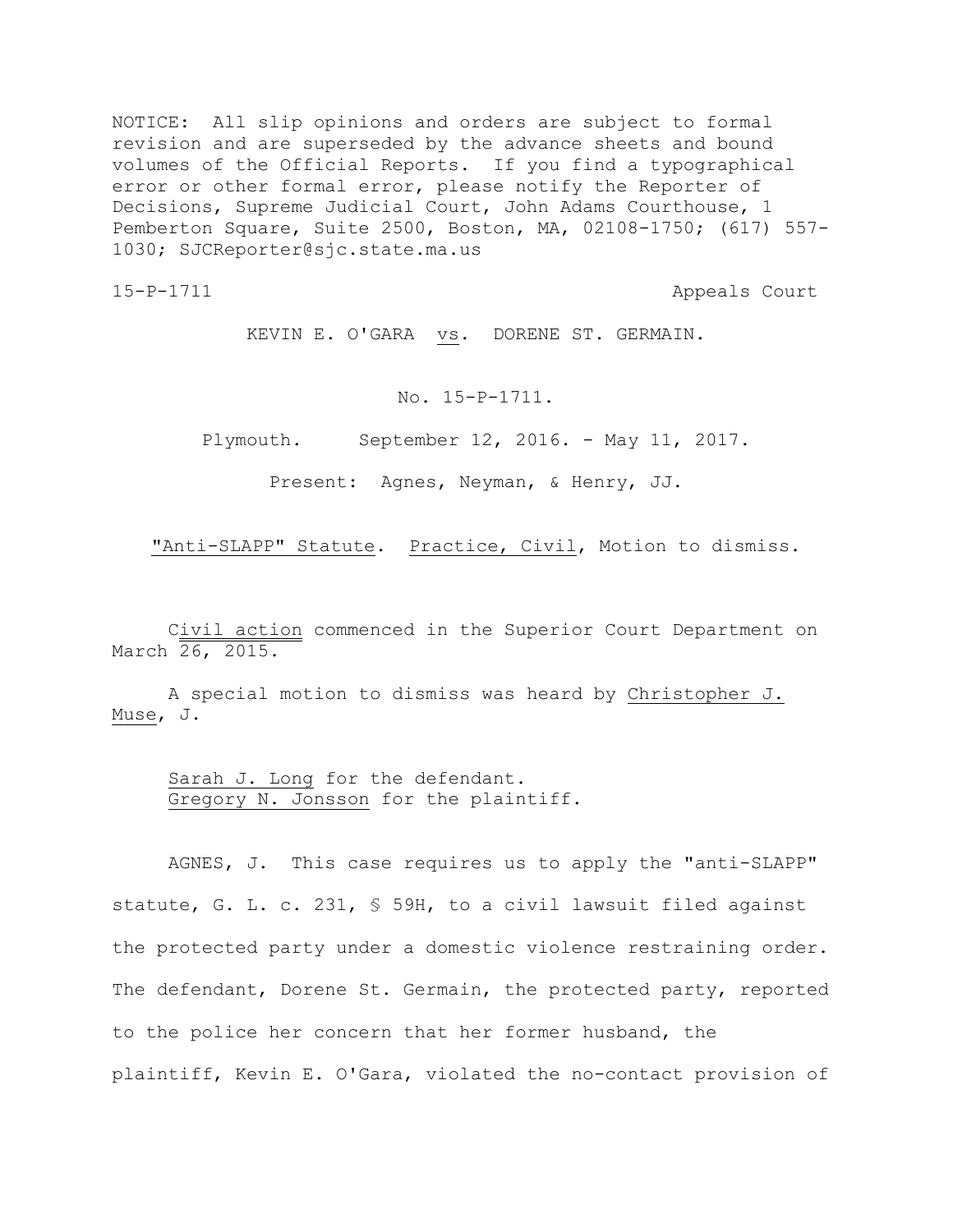NOTICE: All slip opinions and orders are subject to formal revision and are superseded by the advance sheets and bound volumes of the Official Reports. If you find a typographical error or other formal error, please notify the Reporter of Decisions, Supreme Judicial Court, John Adams Courthouse, 1 Pemberton Square, Suite 2500, Boston, MA, 02108-1750; (617) 557-1030; SJCReporter@sjc.state.ma.us

15-P-1711 Appeals Court

KEVIN E. O'GARA vs. DORENE ST. GERMAIN.

No. 15-P-1711.

Plymouth. September 12, 2016. - May 11, 2017.

Present: Agnes, Neyman, & Henry, JJ.

"Anti-SLAPP" Statute. Practice, Civil, Motion to dismiss.

Civil action commenced in the Superior Court Department on March 26, 2015.

A special motion to dismiss was heard by Christopher J. Muse, J.

Sarah J. Long for the defendant.
Gregory N. Jonsson for the plaintiff.

AGNES, J. This case requires us to apply the "anti-SLAPP" statute, G. L. c. 231, § 59H, to a civil lawsuit filed against the protected party under a domestic violence restraining order. The defendant, Dorene St. Germain, the protected party, reported to the police her concern that her former husband, the plaintiff, Kevin E. O'Gara, violated the no-contact provision of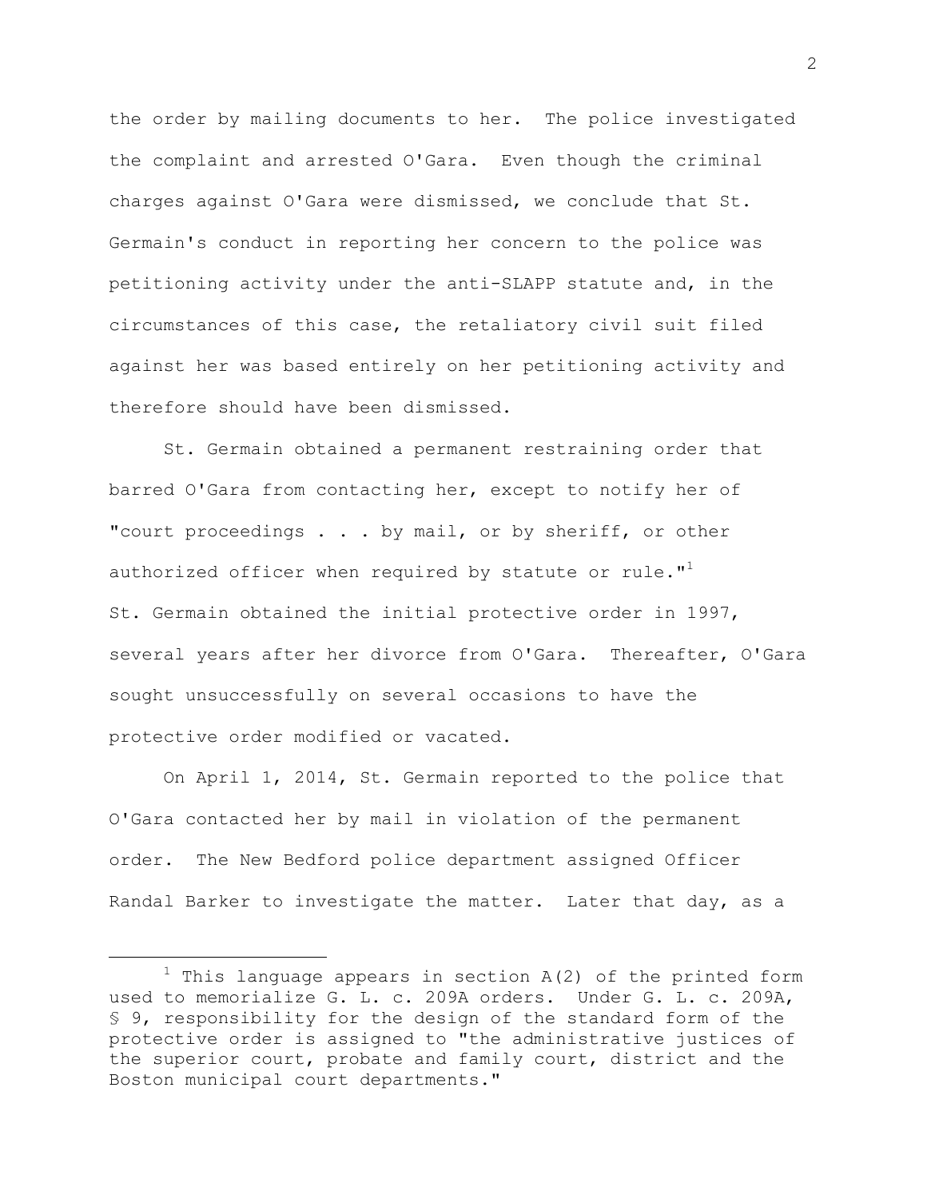the order by mailing documents to her. The police investigated the complaint and arrested O'Gara. Even though the criminal charges against O'Gara were dismissed, we conclude that St. Germain's conduct in reporting her concern to the police was petitioning activity under the anti-SLAPP statute and, in the circumstances of this case, the retaliatory civil suit filed against her was based entirely on her petitioning activity and therefore should have been dismissed.

St. Germain obtained a permanent restraining order that barred O'Gara from contacting her, except to notify her of "court proceedings . . . by mail, or by sheriff, or other authorized officer when required by statute or rule."[1] St. Germain obtained the initial protective order in 1997, several years after her divorce from O'Gara. Thereafter, O'Gara sought unsuccessfully on several occasions to have the protective order modified or vacated.

On April 1, 2014, St. Germain reported to the police that O'Gara contacted her by mail in violation of the permanent order. The New Bedford police department assigned Officer Randal Barker to investigate the matter. Later that day, as a

---

[1] This language appears in section A(2) of the printed form used to memorialize G. L. c. 209A orders. Under G. L. c. 209A, § 9, responsibility for the design of the standard form of the protective order is assigned to "the administrative justices of the superior court, probate and family court, district and the Boston municipal court departments."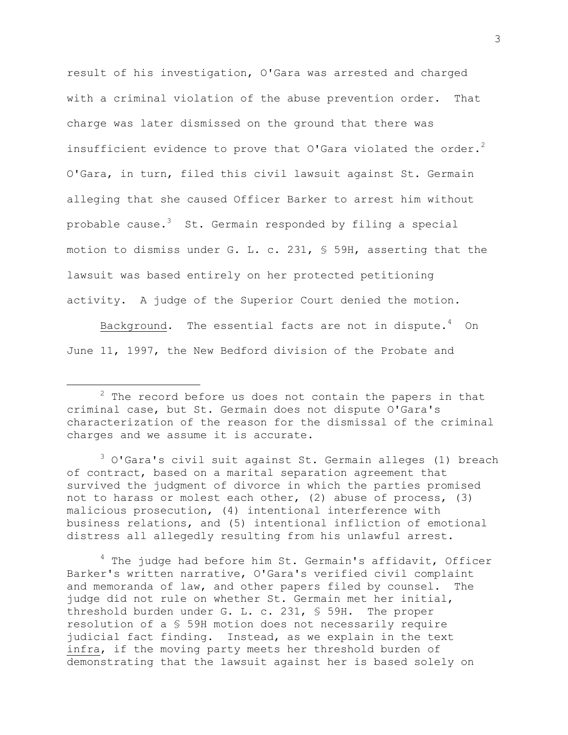result of his investigation, O'Gara was arrested and charged with a criminal violation of the abuse prevention order. That charge was later dismissed on the ground that there was insufficient evidence to prove that O'Gara violated the order.[2] O'Gara, in turn, filed this civil lawsuit against St. Germain alleging that she caused Officer Barker to arrest him without probable cause.[3] St. Germain responded by filing a special motion to dismiss under G. L. c. 231, § 59H, asserting that the lawsuit was based entirely on her protected petitioning activity. A judge of the Superior Court denied the motion.

Background. The essential facts are not in dispute.[4] On June 11, 1997, the New Bedford division of the Probate and

---

[2] The record before us does not contain the papers in that criminal case, but St. Germain does not dispute O'Gara's characterization of the reason for the dismissal of the criminal charges and we assume it is accurate.

[3] O'Gara's civil suit against St. Germain alleges (1) breach of contract, based on a marital separation agreement that survived the judgment of divorce in which the parties promised not to harass or molest each other, (2) abuse of process, (3) malicious prosecution, (4) intentional interference with business relations, and (5) intentional infliction of emotional distress all allegedly resulting from his unlawful arrest.

[4] The judge had before him St. Germain's affidavit, Officer Barker's written narrative, O'Gara's verified civil complaint and memoranda of law, and other papers filed by counsel. The judge did not rule on whether St. Germain met her initial, threshold burden under G. L. c. 231, § 59H. The proper resolution of a § 59H motion does not necessarily require judicial fact finding. Instead, as we explain in the text infra, if the moving party meets her threshold burden of demonstrating that the lawsuit against her is based solely on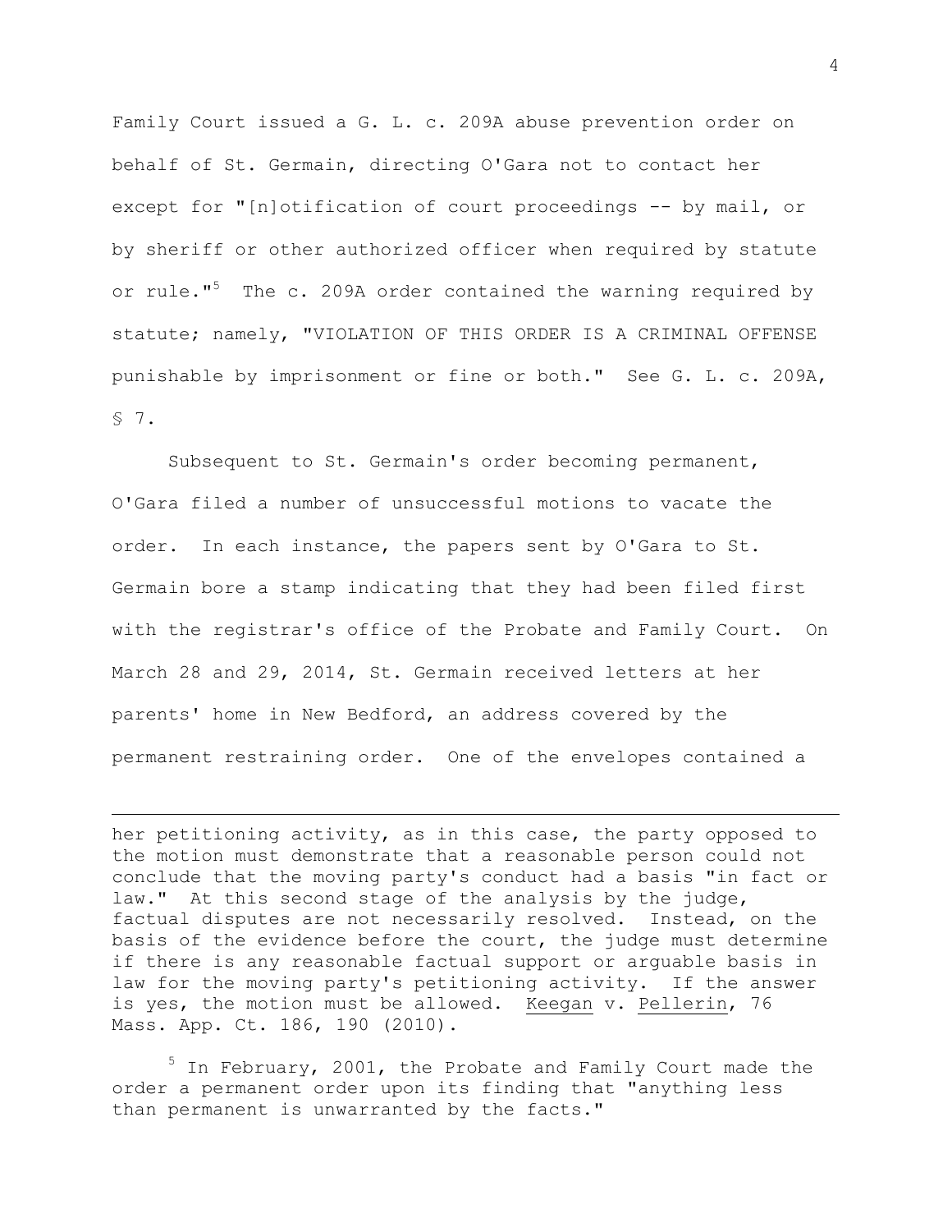Family Court issued a G. L. c. 209A abuse prevention order on behalf of St. Germain, directing O'Gara not to contact her except for "[n]otification of court proceedings -- by mail, or by sheriff or other authorized officer when required by statute or rule."[5] The c. 209A order contained the warning required by statute; namely, "VIOLATION OF THIS ORDER IS A CRIMINAL OFFENSE punishable by imprisonment or fine or both." See G. L. c. 209A, § 7.

Subsequent to St. Germain's order becoming permanent, O'Gara filed a number of unsuccessful motions to vacate the order. In each instance, the papers sent by O'Gara to St. Germain bore a stamp indicating that they had been filed first with the registrar's office of the Probate and Family Court. On March 28 and 29, 2014, St. Germain received letters at her parents' home in New Bedford, an address covered by the permanent restraining order. One of the envelopes contained a

---

her petitioning activity, as in this case, the party opposed to the motion must demonstrate that a reasonable person could not conclude that the moving party's conduct had a basis "in fact or law." At this second stage of the analysis by the judge, factual disputes are not necessarily resolved. Instead, on the basis of the evidence before the court, the judge must determine if there is any reasonable factual support or arguable basis in law for the moving party's petitioning activity. If the answer is yes, the motion must be allowed. Keegan v. Pellerin, 76 Mass. App. Ct. 186, 190 (2010).

[5] In February, 2001, the Probate and Family Court made the order a permanent order upon its finding that "anything less than permanent is unwarranted by the facts."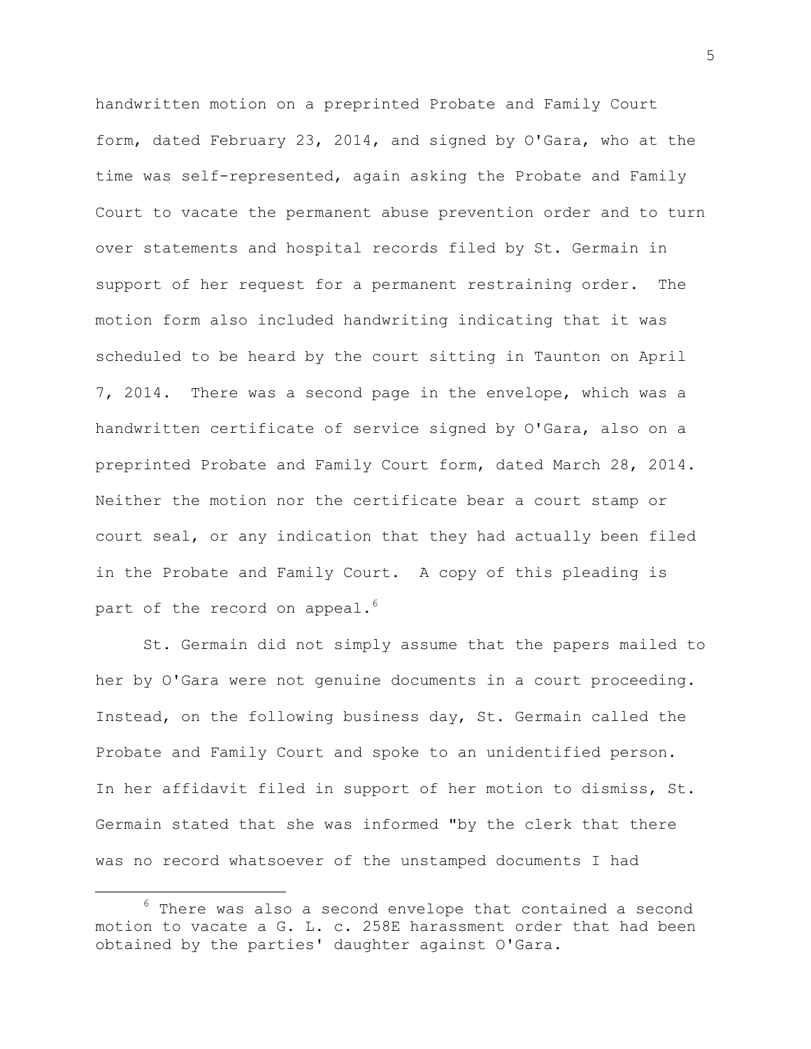handwritten motion on a preprinted Probate and Family Court form, dated February 23, 2014, and signed by O'Gara, who at the time was self-represented, again asking the Probate and Family Court to vacate the permanent abuse prevention order and to turn over statements and hospital records filed by St. Germain in support of her request for a permanent restraining order. The motion form also included handwriting indicating that it was scheduled to be heard by the court sitting in Taunton on April 7, 2014. There was a second page in the envelope, which was a handwritten certificate of service signed by O'Gara, also on a preprinted Probate and Family Court form, dated March 28, 2014. Neither the motion nor the certificate bear a court stamp or court seal, or any indication that they had actually been filed in the Probate and Family Court. A copy of this pleading is part of the record on appeal.[6]

St. Germain did not simply assume that the papers mailed to her by O'Gara were not genuine documents in a court proceeding. Instead, on the following business day, St. Germain called the Probate and Family Court and spoke to an unidentified person. In her affidavit filed in support of her motion to dismiss, St. Germain stated that she was informed "by the clerk that there was no record whatsoever of the unstamped documents I had

---

[6] There was also a second envelope that contained a second motion to vacate a G. L. c. 258E harassment order that had been obtained by the parties' daughter against O'Gara.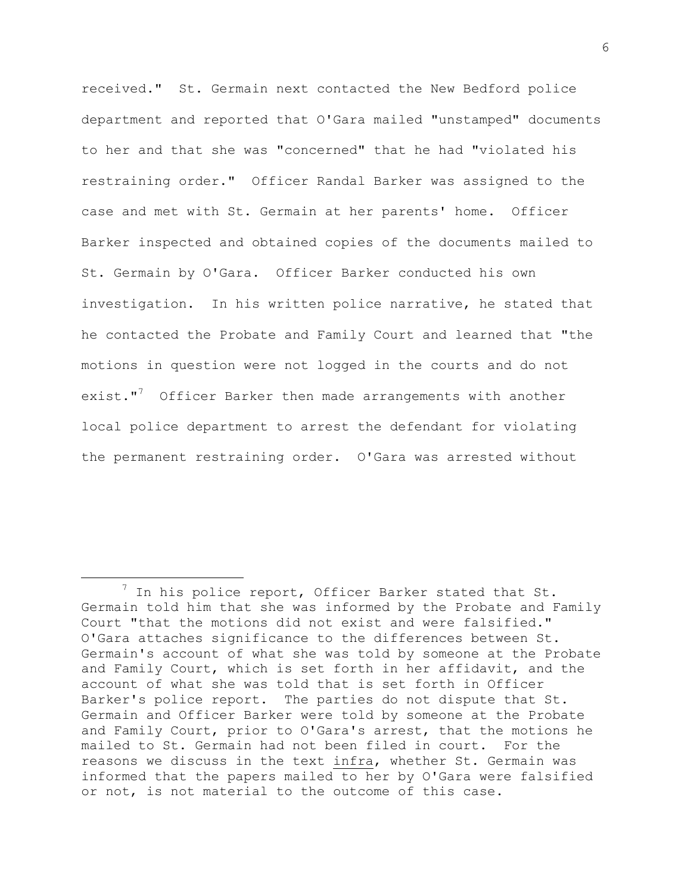received." St. Germain next contacted the New Bedford police department and reported that O'Gara mailed "unstamped" documents to her and that she was "concerned" that he had "violated his restraining order." Officer Randal Barker was assigned to the case and met with St. Germain at her parents' home. Officer Barker inspected and obtained copies of the documents mailed to St. Germain by O'Gara. Officer Barker conducted his own investigation. In his written police narrative, he stated that he contacted the Probate and Family Court and learned that "the motions in question were not logged in the courts and do not exist."[7] Officer Barker then made arrangements with another local police department to arrest the defendant for violating the permanent restraining order. O'Gara was arrested without

---

[7] In his police report, Officer Barker stated that St. Germain told him that she was informed by the Probate and Family Court "that the motions did not exist and were falsified." O'Gara attaches significance to the differences between St. Germain's account of what she was told by someone at the Probate and Family Court, which is set forth in her affidavit, and the account of what she was told that is set forth in Officer Barker's police report. The parties do not dispute that St. Germain and Officer Barker were told by someone at the Probate and Family Court, prior to O'Gara's arrest, that the motions he mailed to St. Germain had not been filed in court. For the reasons we discuss in the text <u>infra</u>, whether St. Germain was informed that the papers mailed to her by O'Gara were falsified or not, is not material to the outcome of this case.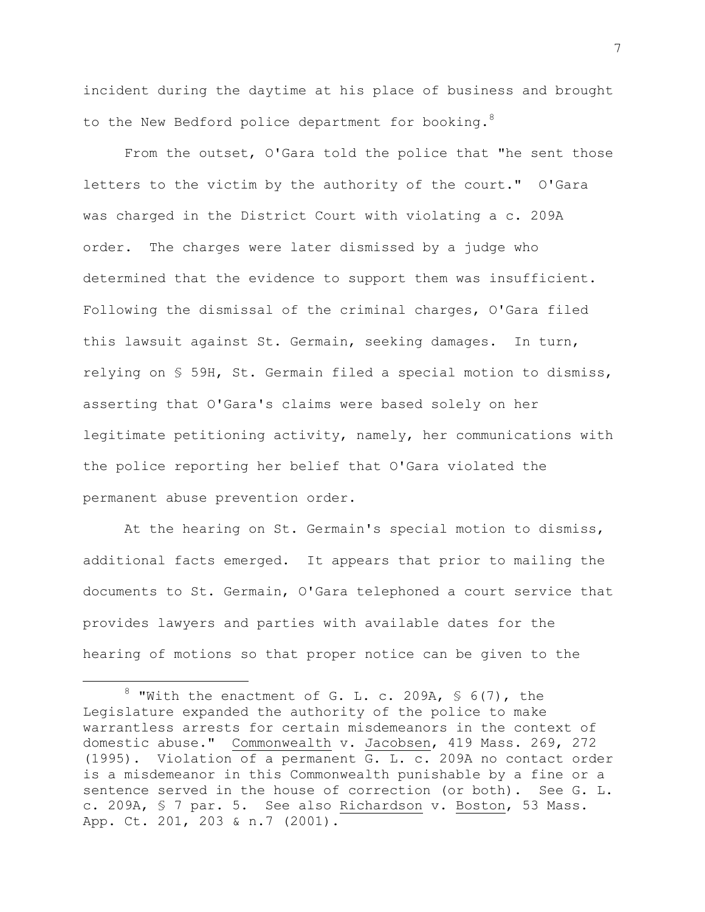incident during the daytime at his place of business and brought to the New Bedford police department for booking.[8]

From the outset, O'Gara told the police that "he sent those letters to the victim by the authority of the court." O'Gara was charged in the District Court with violating a c. 209A order. The charges were later dismissed by a judge who determined that the evidence to support them was insufficient. Following the dismissal of the criminal charges, O'Gara filed this lawsuit against St. Germain, seeking damages. In turn, relying on § 59H, St. Germain filed a special motion to dismiss, asserting that O'Gara's claims were based solely on her legitimate petitioning activity, namely, her communications with the police reporting her belief that O'Gara violated the permanent abuse prevention order.

At the hearing on St. Germain's special motion to dismiss, additional facts emerged. It appears that prior to mailing the documents to St. Germain, O'Gara telephoned a court service that provides lawyers and parties with available dates for the hearing of motions so that proper notice can be given to the

---

[8] "With the enactment of G. L. c. 209A, § 6(7), the Legislature expanded the authority of the police to make warrantless arrests for certain misdemeanors in the context of domestic abuse." Commonwealth v. Jacobsen, 419 Mass. 269, 272 (1995). Violation of a permanent G. L. c. 209A no contact order is a misdemeanor in this Commonwealth punishable by a fine or a sentence served in the house of correction (or both). See G. L. c. 209A, § 7 par. 5. See also Richardson v. Boston, 53 Mass. App. Ct. 201, 203 & n.7 (2001).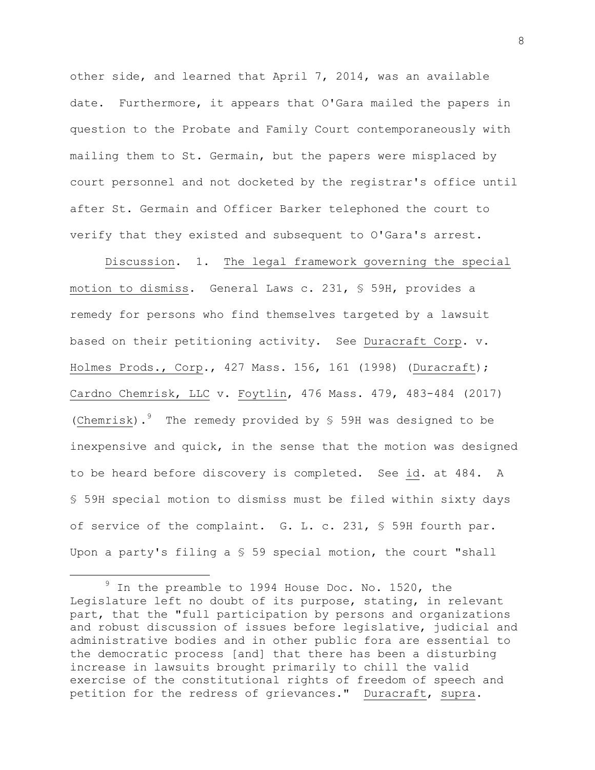other side, and learned that April 7, 2014, was an available date. Furthermore, it appears that O'Gara mailed the papers in question to the Probate and Family Court contemporaneously with mailing them to St. Germain, but the papers were misplaced by court personnel and not docketed by the registrar's office until after St. Germain and Officer Barker telephoned the court to verify that they existed and subsequent to O'Gara's arrest.

Discussion. 1. The legal framework governing the special motion to dismiss. General Laws c. 231, § 59H, provides a remedy for persons who find themselves targeted by a lawsuit based on their petitioning activity. See Duracraft Corp. v. Holmes Prods., Corp., 427 Mass. 156, 161 (1998) (Duracraft); Cardno Chemrisk, LLC v. Foytlin, 476 Mass. 479, 483-484 (2017) (Chemrisk).[9] The remedy provided by § 59H was designed to be inexpensive and quick, in the sense that the motion was designed to be heard before discovery is completed. See id. at 484. A § 59H special motion to dismiss must be filed within sixty days of service of the complaint. G. L. c. 231, § 59H fourth par. Upon a party's filing a § 59 special motion, the court "shall

[9] In the preamble to 1994 House Doc. No. 1520, the Legislature left no doubt of its purpose, stating, in relevant part, that the "full participation by persons and organizations and robust discussion of issues before legislative, judicial and administrative bodies and in other public fora are essential to the democratic process [and] that there has been a disturbing increase in lawsuits brought primarily to chill the valid exercise of the constitutional rights of freedom of speech and petition for the redress of grievances." Duracraft, supra.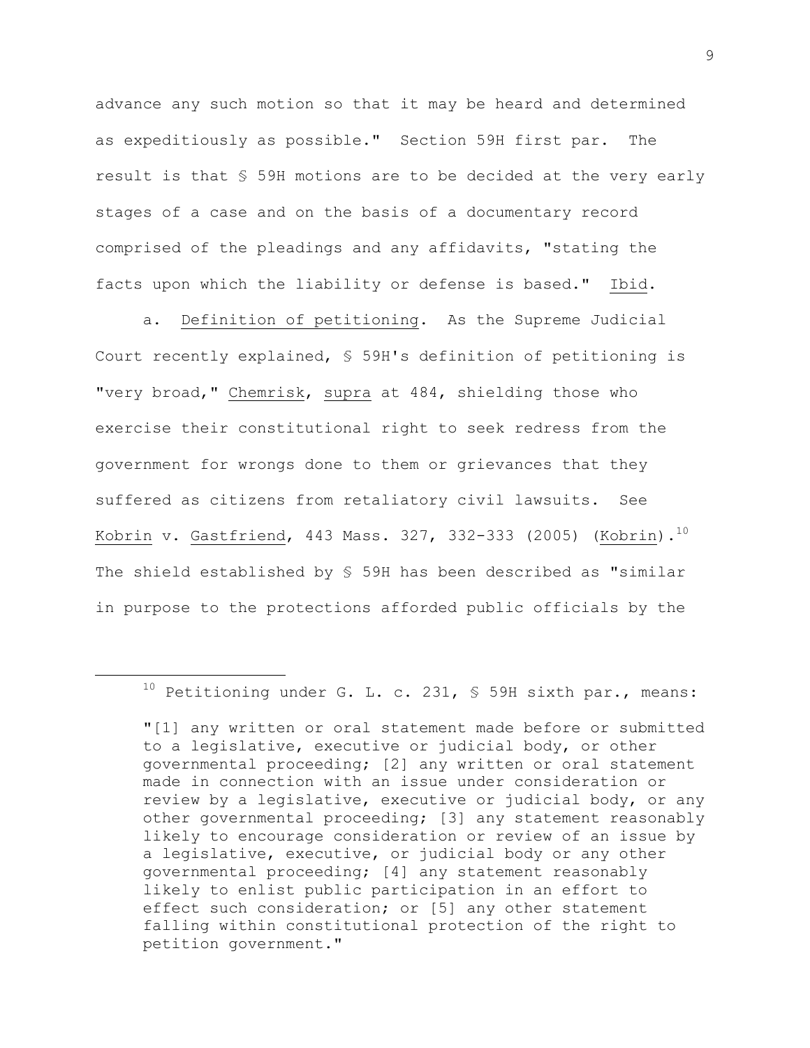advance any such motion so that it may be heard and determined as expeditiously as possible." Section 59H first par. The result is that § 59H motions are to be decided at the very early stages of a case and on the basis of a documentary record comprised of the pleadings and any affidavits, "stating the facts upon which the liability or defense is based." _Ibid_.

a. _Definition of petitioning_. As the Supreme Judicial Court recently explained, § 59H's definition of petitioning is "very broad," _Chemrisk_, _supra_ at 484, shielding those who exercise their constitutional right to seek redress from the government for wrongs done to them or grievances that they suffered as citizens from retaliatory civil lawsuits. See _Kobrin_ v. _Gastfriend_, 443 Mass. 327, 332-333 (2005) (_Kobrin_).[10] The shield established by § 59H has been described as "similar in purpose to the protections afforded public officials by the

---

[10] Petitioning under G. L. c. 231, § 59H sixth par., means:

"[1] any written or oral statement made before or submitted to a legislative, executive or judicial body, or other governmental proceeding; [2] any written or oral statement made in connection with an issue under consideration or review by a legislative, executive or judicial body, or any other governmental proceeding; [3] any statement reasonably likely to encourage consideration or review of an issue by a legislative, executive, or judicial body or any other governmental proceeding; [4] any statement reasonably likely to enlist public participation in an effort to effect such consideration; or [5] any other statement falling within constitutional protection of the right to petition government."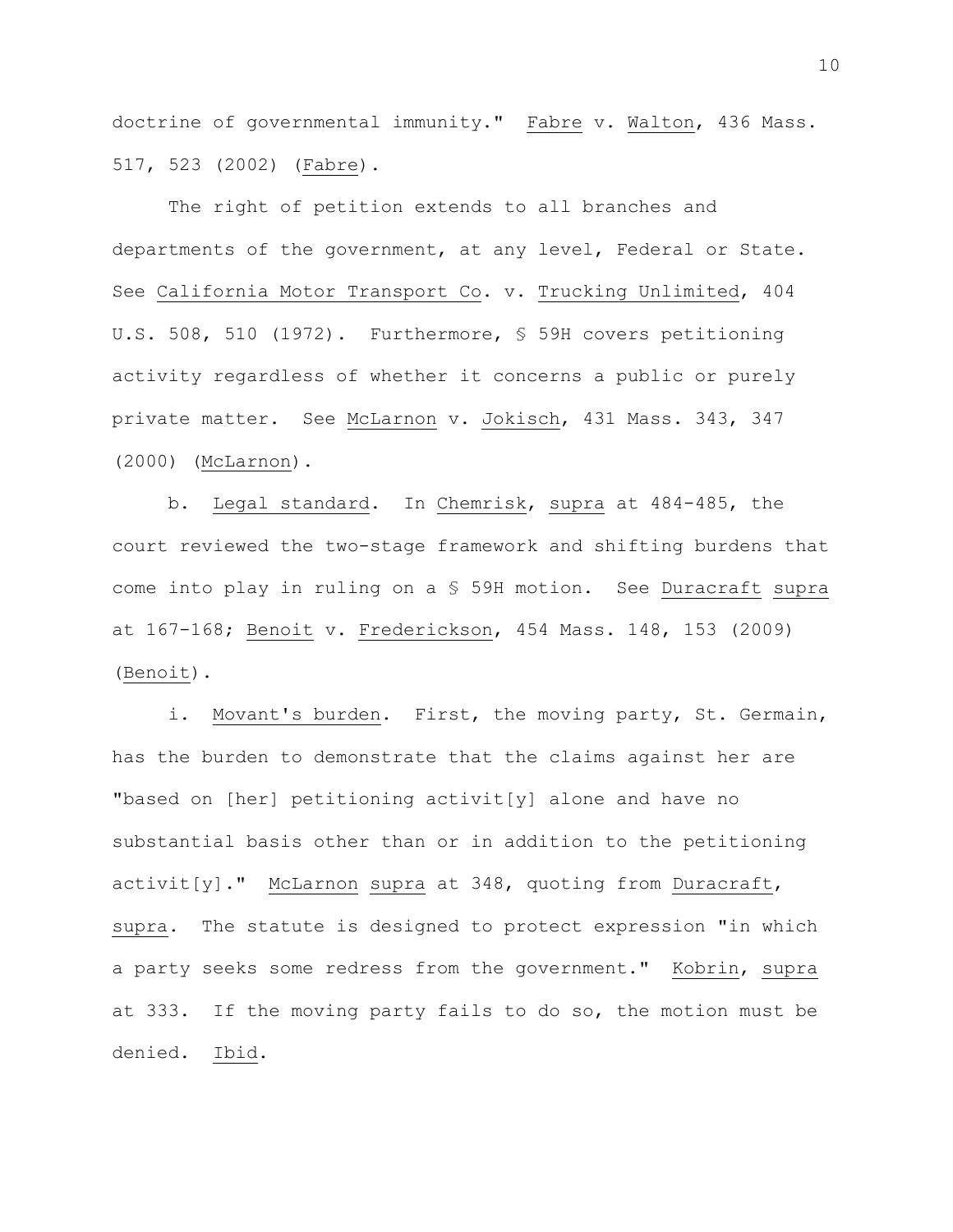doctrine of governmental immunity." Fabre v. Walton, 436 Mass. 517, 523 (2002) (Fabre).

The right of petition extends to all branches and departments of the government, at any level, Federal or State. See California Motor Transport Co. v. Trucking Unlimited, 404 U.S. 508, 510 (1972). Furthermore, § 59H covers petitioning activity regardless of whether it concerns a public or purely private matter. See McLarnon v. Jokisch, 431 Mass. 343, 347 (2000) (McLarnon).

b. Legal standard. In Chemrisk, supra at 484-485, the court reviewed the two-stage framework and shifting burdens that come into play in ruling on a § 59H motion. See Duracraft supra at 167-168; Benoit v. Frederickson, 454 Mass. 148, 153 (2009) (Benoit).

i. Movant's burden. First, the moving party, St. Germain, has the burden to demonstrate that the claims against her are "based on [her] petitioning activit[y] alone and have no substantial basis other than or in addition to the petitioning activit[y]." McLarnon supra at 348, quoting from Duracraft, supra. The statute is designed to protect expression "in which a party seeks some redress from the government." Kobrin, supra at 333. If the moving party fails to do so, the motion must be denied. Ibid.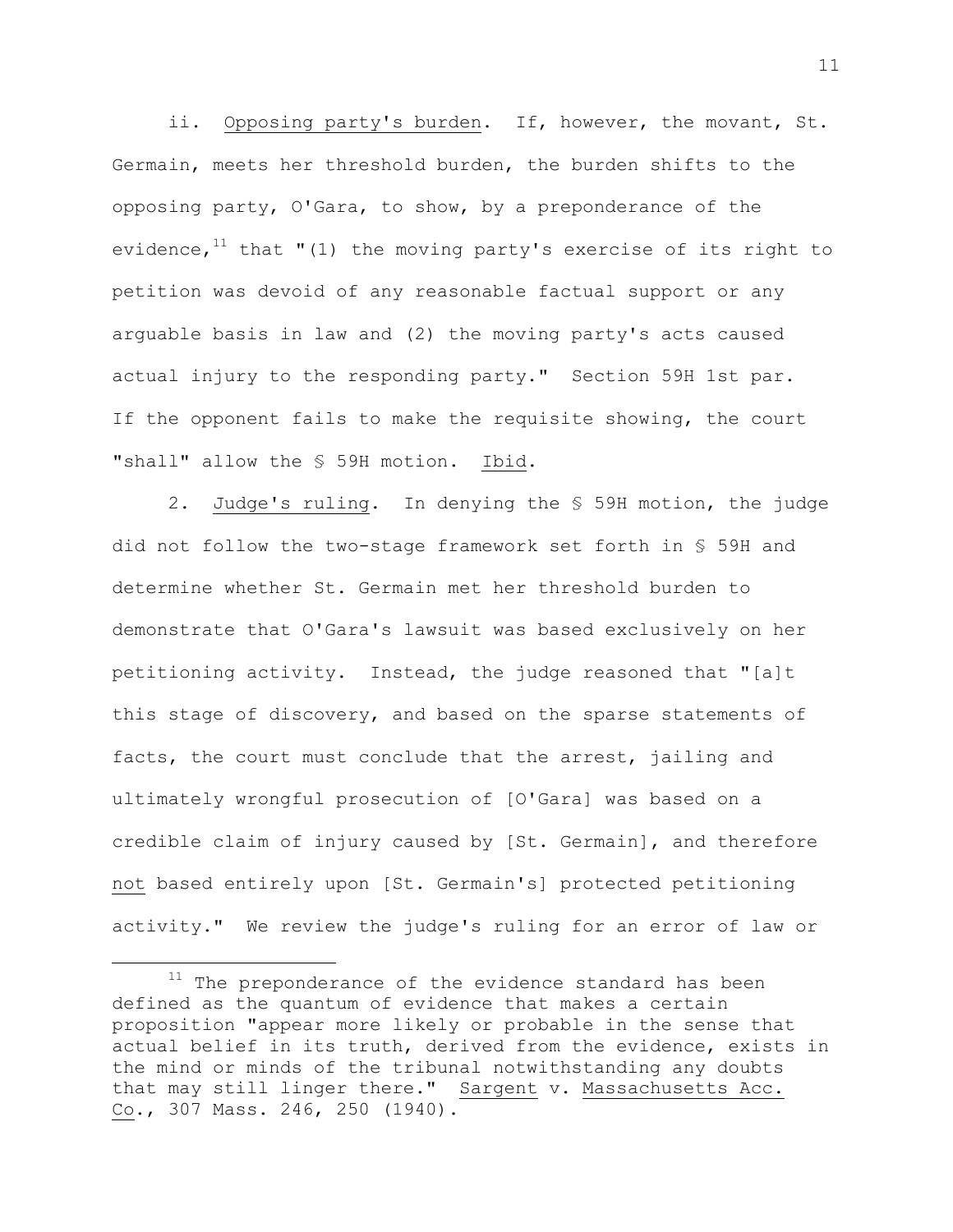ii. Opposing party's burden. If, however, the movant, St. Germain, meets her threshold burden, the burden shifts to the opposing party, O'Gara, to show, by a preponderance of the evidence,[11] that "(1) the moving party's exercise of its right to petition was devoid of any reasonable factual support or any arguable basis in law and (2) the moving party's acts caused actual injury to the responding party." Section 59H 1st par. If the opponent fails to make the requisite showing, the court "shall" allow the § 59H motion. Ibid.

2. Judge's ruling. In denying the § 59H motion, the judge did not follow the two-stage framework set forth in § 59H and determine whether St. Germain met her threshold burden to demonstrate that O'Gara's lawsuit was based exclusively on her petitioning activity. Instead, the judge reasoned that "[a]t this stage of discovery, and based on the sparse statements of facts, the court must conclude that the arrest, jailing and ultimately wrongful prosecution of [O'Gara] was based on a credible claim of injury caused by [St. Germain], and therefore not based entirely upon [St. Germain's] protected petitioning activity." We review the judge's ruling for an error of law or

---

[11] The preponderance of the evidence standard has been defined as the quantum of evidence that makes a certain proposition "appear more likely or probable in the sense that actual belief in its truth, derived from the evidence, exists in the mind or minds of the tribunal notwithstanding any doubts that may still linger there." Sargent v. Massachusetts Acc. Co., 307 Mass. 246, 250 (1940).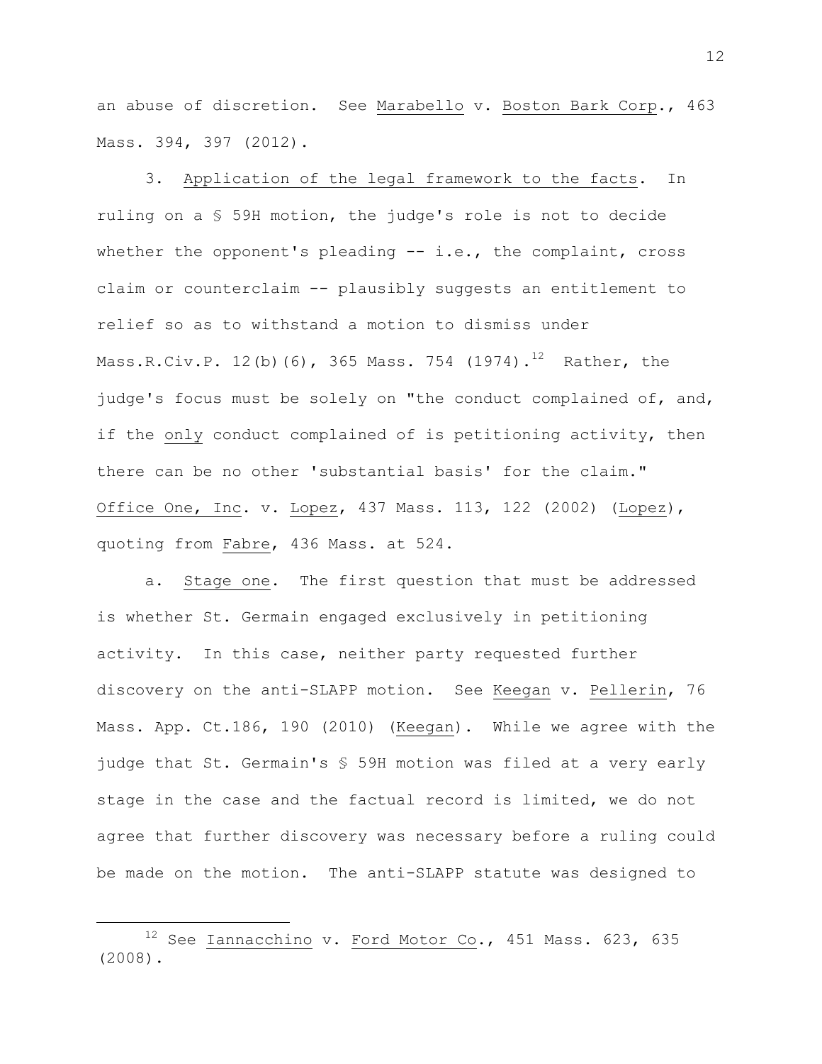an abuse of discretion. See Marabello v. Boston Bark Corp., 463 Mass. 394, 397 (2012).

3. Application of the legal framework to the facts. In ruling on a § 59H motion, the judge's role is not to decide whether the opponent's pleading -- i.e., the complaint, cross claim or counterclaim -- plausibly suggests an entitlement to relief so as to withstand a motion to dismiss under Mass.R.Civ.P. 12(b)(6), 365 Mass. 754 (1974).[12] Rather, the judge's focus must be solely on "the conduct complained of, and, if the only conduct complained of is petitioning activity, then there can be no other 'substantial basis' for the claim." Office One, Inc. v. Lopez, 437 Mass. 113, 122 (2002) (Lopez), quoting from Fabre, 436 Mass. at 524.

a. Stage one. The first question that must be addressed is whether St. Germain engaged exclusively in petitioning activity. In this case, neither party requested further discovery on the anti-SLAPP motion. See Keegan v. Pellerin, 76 Mass. App. Ct.186, 190 (2010) (Keegan). While we agree with the judge that St. Germain's § 59H motion was filed at a very early stage in the case and the factual record is limited, we do not agree that further discovery was necessary before a ruling could be made on the motion. The anti-SLAPP statute was designed to

---

[12] See Iannacchino v. Ford Motor Co., 451 Mass. 623, 635 (2008).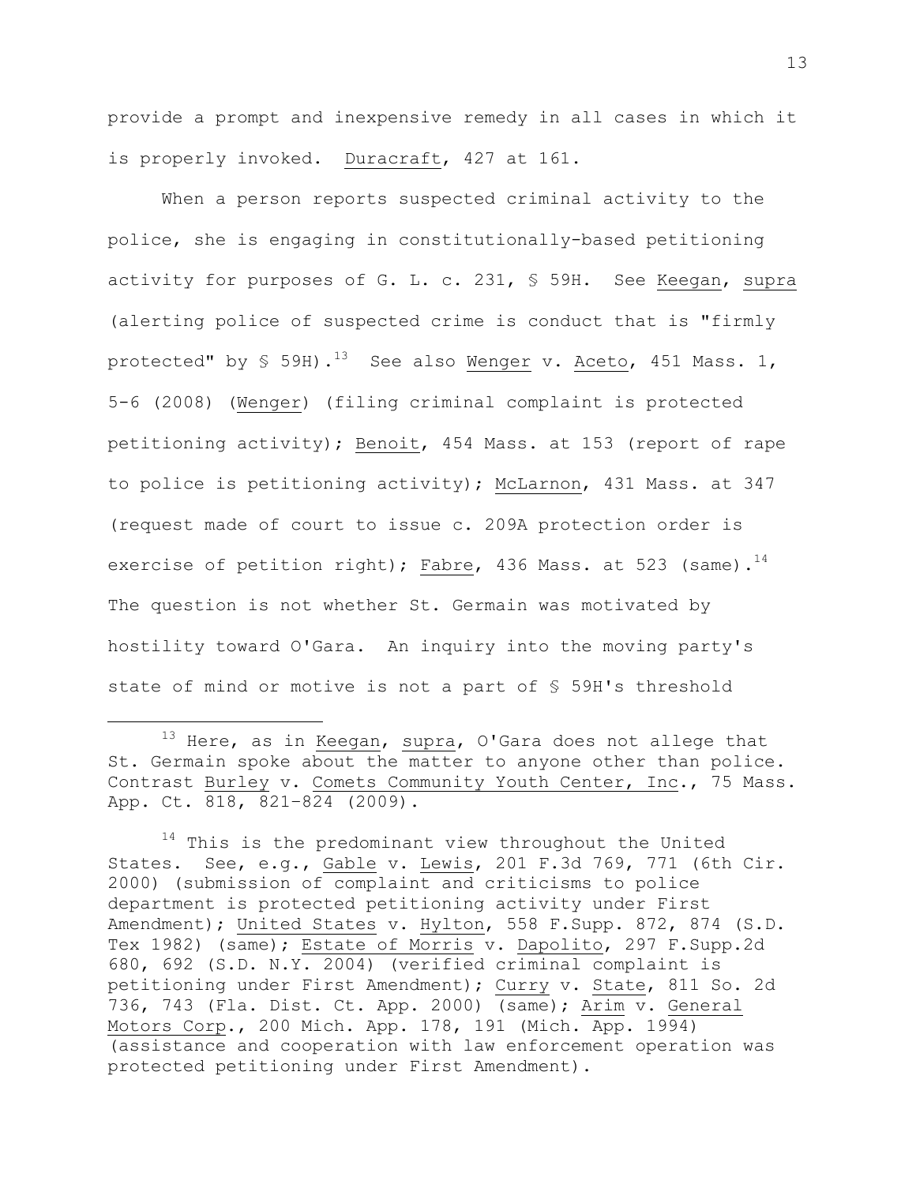provide a prompt and inexpensive remedy in all cases in which it is properly invoked. Duracraft, 427 at 161.

When a person reports suspected criminal activity to the police, she is engaging in constitutionally-based petitioning activity for purposes of G. L. c. 231, § 59H. See Keegan, supra (alerting police of suspected crime is conduct that is "firmly protected" by § 59H).[13] See also Wenger v. Aceto, 451 Mass. 1, 5-6 (2008) (Wenger) (filing criminal complaint is protected petitioning activity); Benoit, 454 Mass. at 153 (report of rape to police is petitioning activity); McLarnon, 431 Mass. at 347 (request made of court to issue c. 209A protection order is exercise of petition right); Fabre, 436 Mass. at 523 (same).[14] The question is not whether St. Germain was motivated by hostility toward O'Gara. An inquiry into the moving party's state of mind or motive is not a part of § 59H's threshold

---

[13] Here, as in Keegan, supra, O'Gara does not allege that St. Germain spoke about the matter to anyone other than police. Contrast Burley v. Comets Community Youth Center, Inc., 75 Mass. App. Ct. 818, 821-824 (2009).

[14] This is the predominant view throughout the United States. See, e.g., Gable v. Lewis, 201 F.3d 769, 771 (6th Cir. 2000) (submission of complaint and criticisms to police department is protected petitioning activity under First Amendment); United States v. Hylton, 558 F.Supp. 872, 874 (S.D. Tex 1982) (same); Estate of Morris v. Dapolito, 297 F.Supp.2d 680, 692 (S.D. N.Y. 2004) (verified criminal complaint is petitioning under First Amendment); Curry v. State, 811 So. 2d 736, 743 (Fla. Dist. Ct. App. 2000) (same); Arim v. General Motors Corp., 200 Mich. App. 178, 191 (Mich. App. 1994) (assistance and cooperation with law enforcement operation was protected petitioning under First Amendment).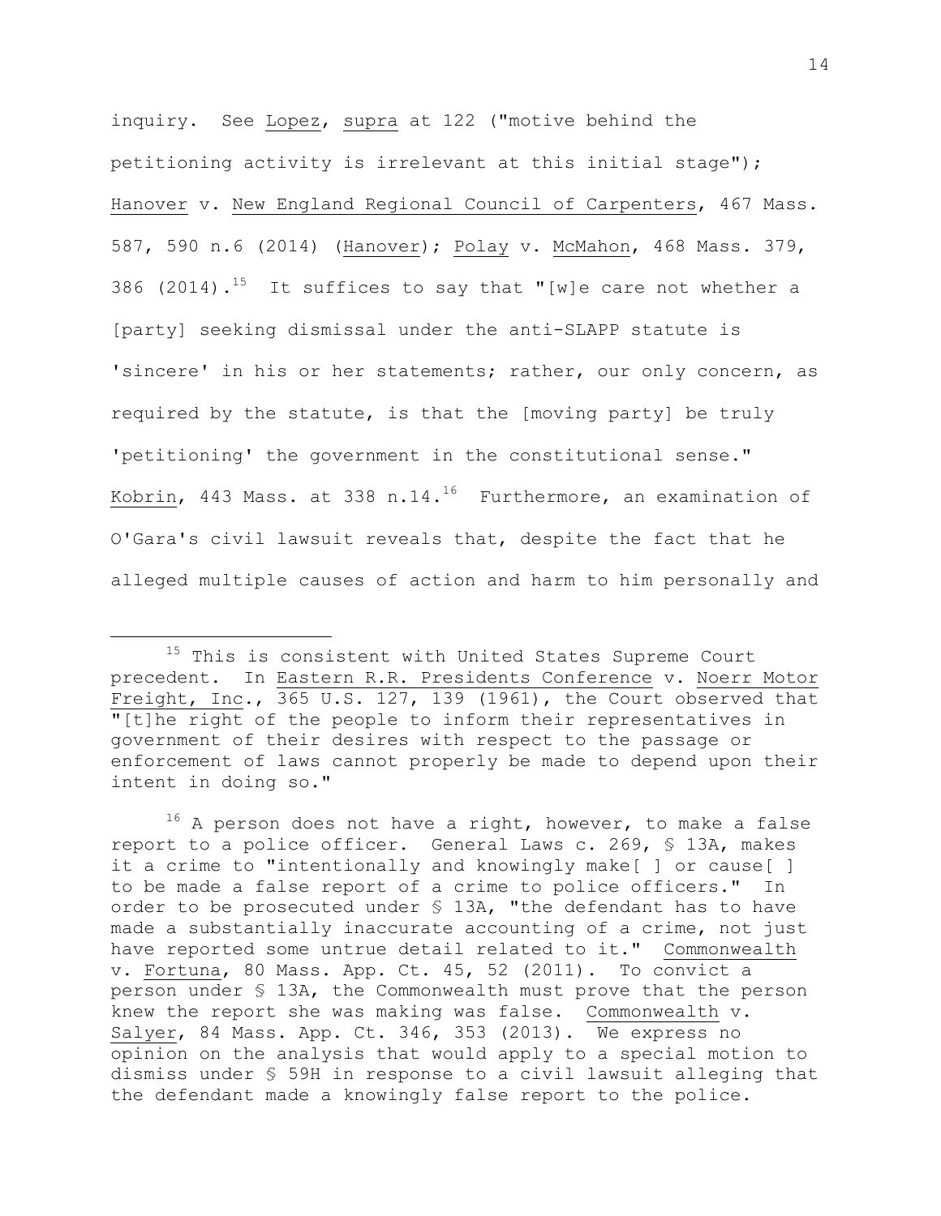inquiry. See Lopez, supra at 122 ("motive behind the petitioning activity is irrelevant at this initial stage"); Hanover v. New England Regional Council of Carpenters, 467 Mass. 587, 590 n.6 (2014) (Hanover); Polay v. McMahon, 468 Mass. 379, 386 (2014).[15] It suffices to say that "[w]e care not whether a [party] seeking dismissal under the anti-SLAPP statute is 'sincere' in his or her statements; rather, our only concern, as required by the statute, is that the [moving party] be truly 'petitioning' the government in the constitutional sense." Kobrin, 443 Mass. at 338 n.14.[16] Furthermore, an examination of O'Gara's civil lawsuit reveals that, despite the fact that he alleged multiple causes of action and harm to him personally and

---

[15] This is consistent with United States Supreme Court precedent. In Eastern R.R. Presidents Conference v. Noerr Motor Freight, Inc., 365 U.S. 127, 139 (1961), the Court observed that "[t]he right of the people to inform their representatives in government of their desires with respect to the passage or enforcement of laws cannot properly be made to depend upon their intent in doing so."

[16] A person does not have a right, however, to make a false report to a police officer. General Laws c. 269, § 13A, makes it a crime to "intentionally and knowingly make[ ] or cause[ ] to be made a false report of a crime to police officers." In order to be prosecuted under § 13A, "the defendant has to have made a substantially inaccurate accounting of a crime, not just have reported some untrue detail related to it." Commonwealth v. Fortuna, 80 Mass. App. Ct. 45, 52 (2011). To convict a person under § 13A, the Commonwealth must prove that the person knew the report she was making was false. Commonwealth v. Salyer, 84 Mass. App. Ct. 346, 353 (2013). We express no opinion on the analysis that would apply to a special motion to dismiss under § 59H in response to a civil lawsuit alleging that the defendant made a knowingly false report to the police.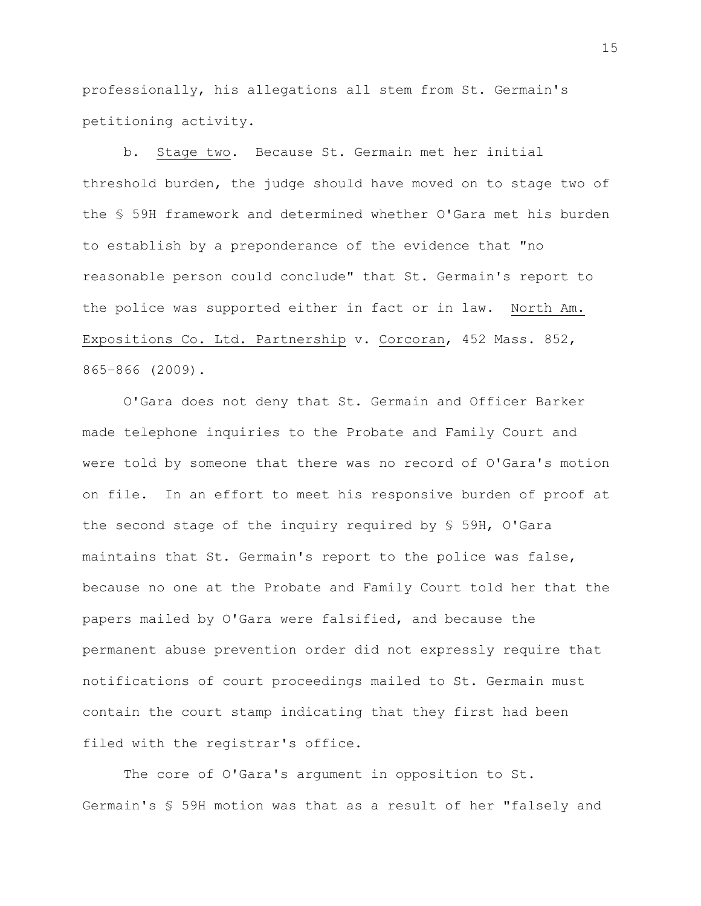professionally, his allegations all stem from St. Germain's petitioning activity.

b. Stage two. Because St. Germain met her initial threshold burden, the judge should have moved on to stage two of the § 59H framework and determined whether O'Gara met his burden to establish by a preponderance of the evidence that "no reasonable person could conclude" that St. Germain's report to the police was supported either in fact or in law. North Am. Expositions Co. Ltd. Partnership v. Corcoran, 452 Mass. 852, 865-866 (2009).

O'Gara does not deny that St. Germain and Officer Barker made telephone inquiries to the Probate and Family Court and were told by someone that there was no record of O'Gara's motion on file. In an effort to meet his responsive burden of proof at the second stage of the inquiry required by § 59H, O'Gara maintains that St. Germain's report to the police was false, because no one at the Probate and Family Court told her that the papers mailed by O'Gara were falsified, and because the permanent abuse prevention order did not expressly require that notifications of court proceedings mailed to St. Germain must contain the court stamp indicating that they first had been filed with the registrar's office.

The core of O'Gara's argument in opposition to St. Germain's § 59H motion was that as a result of her "falsely and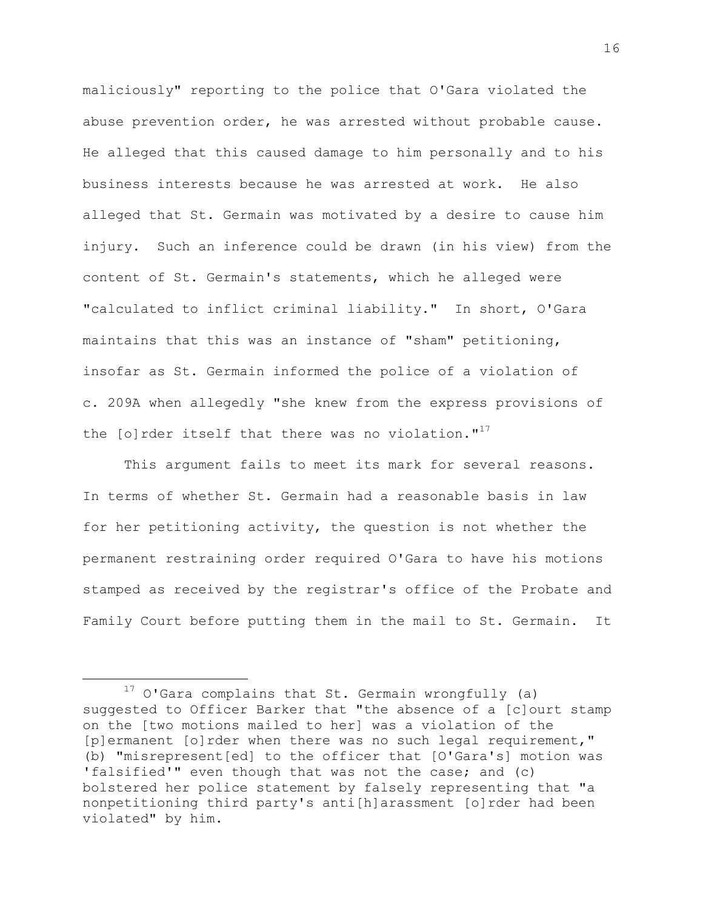maliciously" reporting to the police that O'Gara violated the abuse prevention order, he was arrested without probable cause. He alleged that this caused damage to him personally and to his business interests because he was arrested at work. He also alleged that St. Germain was motivated by a desire to cause him injury. Such an inference could be drawn (in his view) from the content of St. Germain's statements, which he alleged were "calculated to inflict criminal liability." In short, O'Gara maintains that this was an instance of "sham" petitioning, insofar as St. Germain informed the police of a violation of c. 209A when allegedly "she knew from the express provisions of the [o]rder itself that there was no violation."[17]

This argument fails to meet its mark for several reasons. In terms of whether St. Germain had a reasonable basis in law for her petitioning activity, the question is not whether the permanent restraining order required O'Gara to have his motions stamped as received by the registrar's office of the Probate and Family Court before putting them in the mail to St. Germain. It

---

[17] O'Gara complains that St. Germain wrongfully (a) suggested to Officer Barker that "the absence of a [c]ourt stamp on the [two motions mailed to her] was a violation of the [p]ermanent [o]rder when there was no such legal requirement," (b) "misrepresent[ed] to the officer that [O'Gara's] motion was 'falsified'" even though that was not the case; and (c) bolstered her police statement by falsely representing that "a nonpetitioning third party's anti[h]arassment [o]rder had been violated" by him.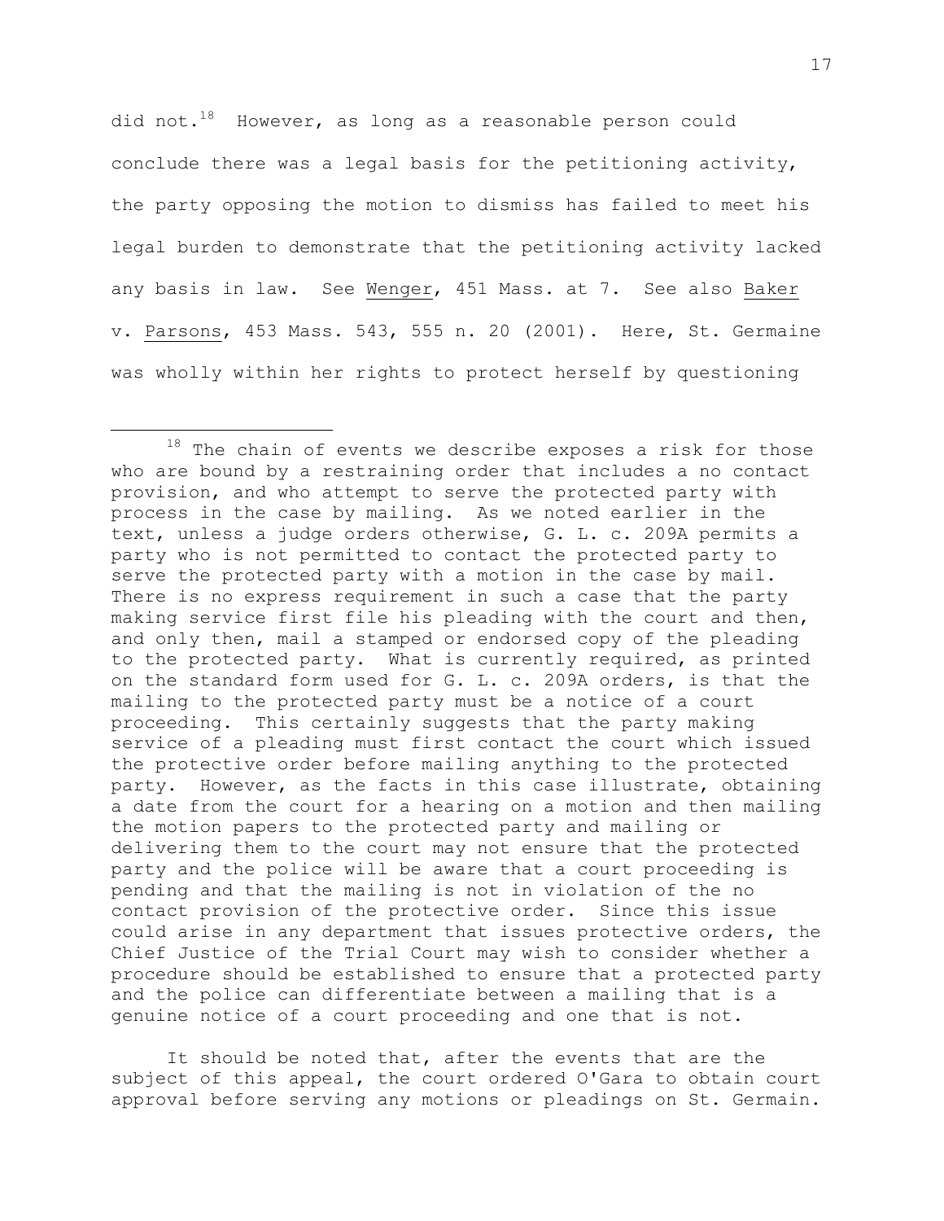did not.[18] However, as long as a reasonable person could conclude there was a legal basis for the petitioning activity, the party opposing the motion to dismiss has failed to meet his legal burden to demonstrate that the petitioning activity lacked any basis in law. See Wenger, 451 Mass. at 7. See also Baker v. Parsons, 453 Mass. 543, 555 n. 20 (2001). Here, St. Germaine was wholly within her rights to protect herself by questioning

---

[18] The chain of events we describe exposes a risk for those who are bound by a restraining order that includes a no contact provision, and who attempt to serve the protected party with process in the case by mailing. As we noted earlier in the text, unless a judge orders otherwise, G. L. c. 209A permits a party who is not permitted to contact the protected party to serve the protected party with a motion in the case by mail. There is no express requirement in such a case that the party making service first file his pleading with the court and then, and only then, mail a stamped or endorsed copy of the pleading to the protected party. What is currently required, as printed on the standard form used for G. L. c. 209A orders, is that the mailing to the protected party must be a notice of a court proceeding. This certainly suggests that the party making service of a pleading must first contact the court which issued the protective order before mailing anything to the protected party. However, as the facts in this case illustrate, obtaining a date from the court for a hearing on a motion and then mailing the motion papers to the protected party and mailing or delivering them to the court may not ensure that the protected party and the police will be aware that a court proceeding is pending and that the mailing is not in violation of the no contact provision of the protective order. Since this issue could arise in any department that issues protective orders, the Chief Justice of the Trial Court may wish to consider whether a procedure should be established to ensure that a protected party and the police can differentiate between a mailing that is a genuine notice of a court proceeding and one that is not.

It should be noted that, after the events that are the subject of this appeal, the court ordered O'Gara to obtain court approval before serving any motions or pleadings on St. Germain.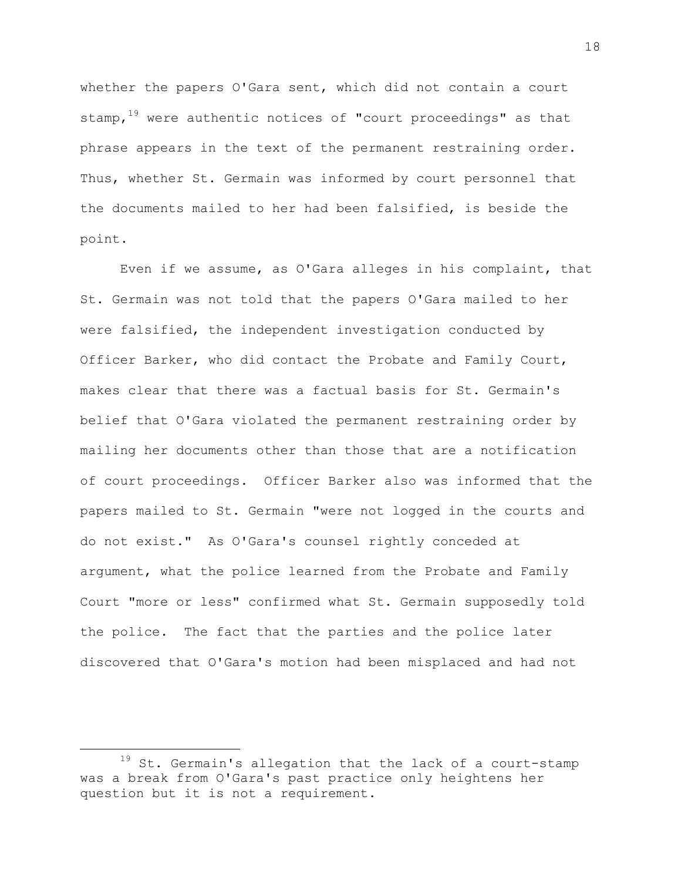whether the papers O'Gara sent, which did not contain a court stamp,[19] were authentic notices of "court proceedings" as that phrase appears in the text of the permanent restraining order. Thus, whether St. Germain was informed by court personnel that the documents mailed to her had been falsified, is beside the point.

Even if we assume, as O'Gara alleges in his complaint, that St. Germain was not told that the papers O'Gara mailed to her were falsified, the independent investigation conducted by Officer Barker, who did contact the Probate and Family Court, makes clear that there was a factual basis for St. Germain's belief that O'Gara violated the permanent restraining order by mailing her documents other than those that are a notification of court proceedings. Officer Barker also was informed that the papers mailed to St. Germain "were not logged in the courts and do not exist." As O'Gara's counsel rightly conceded at argument, what the police learned from the Probate and Family Court "more or less" confirmed what St. Germain supposedly told the police. The fact that the parties and the police later discovered that O'Gara's motion had been misplaced and had not

---

[19] St. Germain's allegation that the lack of a court-stamp was a break from O'Gara's past practice only heightens her question but it is not a requirement.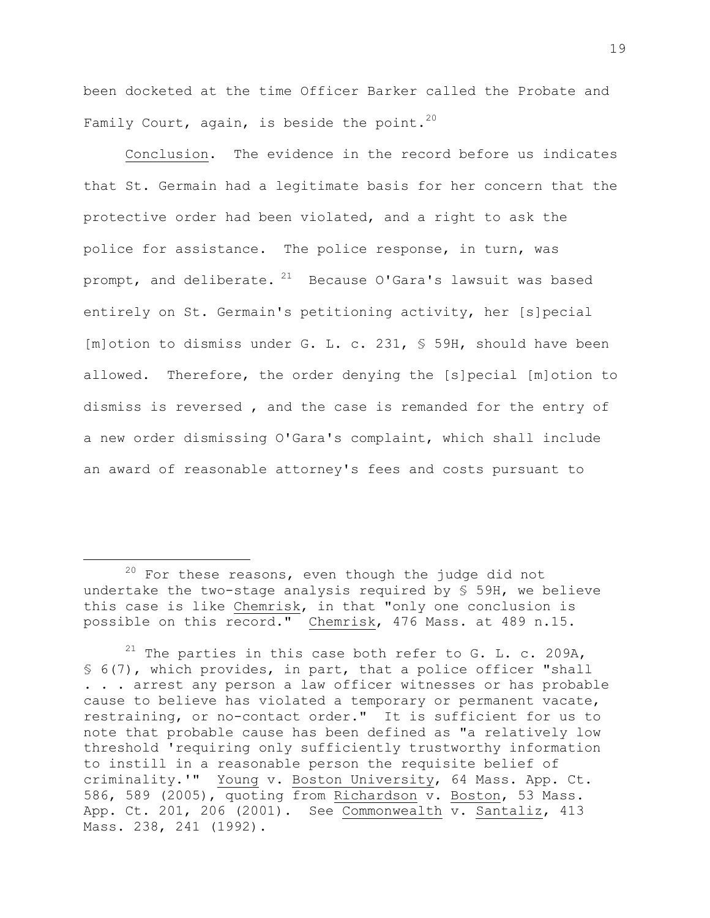been docketed at the time Officer Barker called the Probate and Family Court, again, is beside the point.[20]

Conclusion. The evidence in the record before us indicates that St. Germain had a legitimate basis for her concern that the protective order had been violated, and a right to ask the police for assistance. The police response, in turn, was prompt, and deliberate.[21] Because O'Gara's lawsuit was based entirely on St. Germain's petitioning activity, her [s]pecial [m]otion to dismiss under G. L. c. 231, § 59H, should have been allowed. Therefore, the order denying the [s]pecial [m]otion to dismiss is reversed , and the case is remanded for the entry of a new order dismissing O'Gara's complaint, which shall include an award of reasonable attorney's fees and costs pursuant to

---

[20] For these reasons, even though the judge did not undertake the two-stage analysis required by § 59H, we believe this case is like Chemrisk, in that "only one conclusion is possible on this record." Chemrisk, 476 Mass. at 489 n.15.

[21] The parties in this case both refer to G. L. c. 209A, § 6(7), which provides, in part, that a police officer "shall . . . arrest any person a law officer witnesses or has probable cause to believe has violated a temporary or permanent vacate, restraining, or no-contact order." It is sufficient for us to note that probable cause has been defined as "a relatively low threshold 'requiring only sufficiently trustworthy information to instill in a reasonable person the requisite belief of criminality.'" Young v. Boston University, 64 Mass. App. Ct. 586, 589 (2005), quoting from Richardson v. Boston, 53 Mass. App. Ct. 201, 206 (2001). See Commonwealth v. Santaliz, 413 Mass. 238, 241 (1992).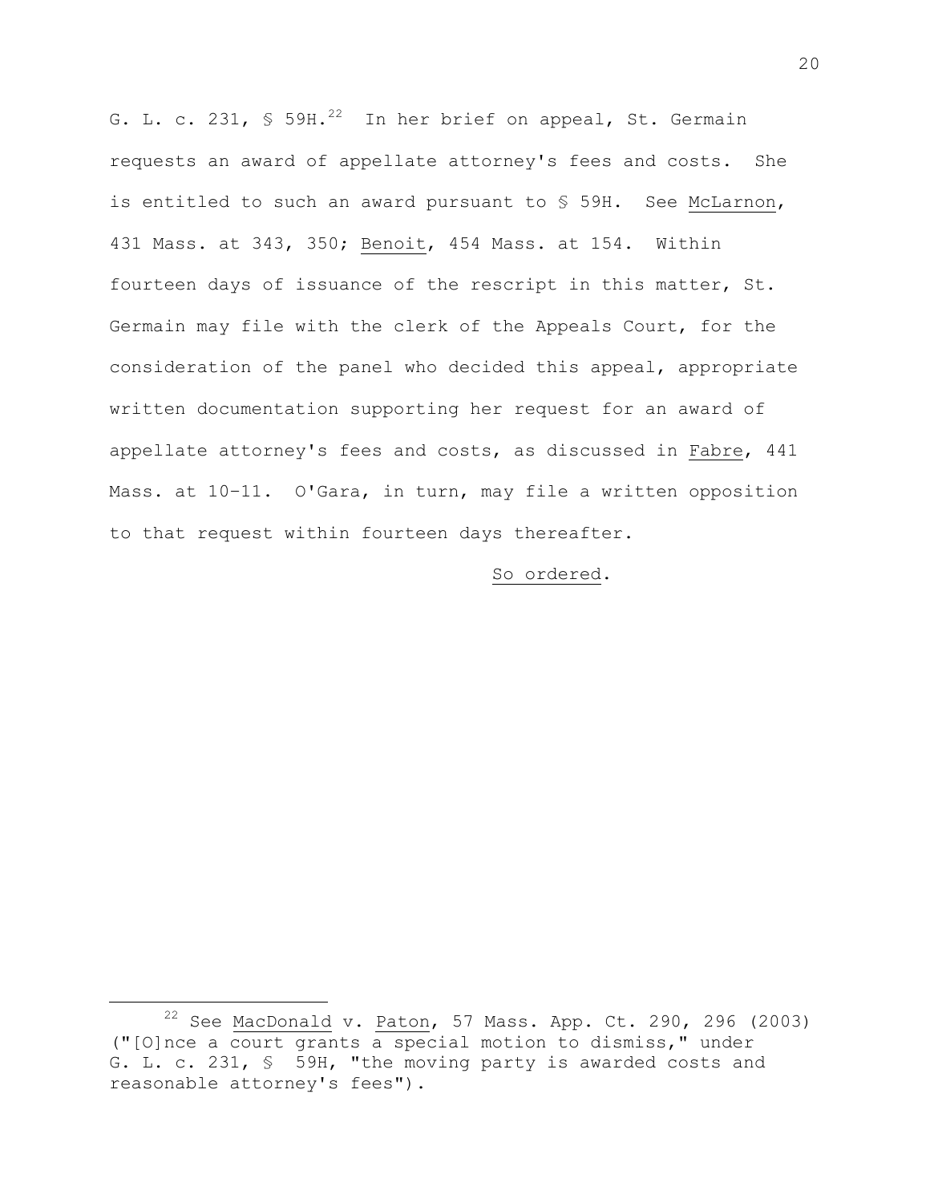G. L. c. 231, § 59H.[22] In her brief on appeal, St. Germain requests an award of appellate attorney's fees and costs. She is entitled to such an award pursuant to § 59H. See _McLarnon_, 431 Mass. at 343, 350; _Benoit_, 454 Mass. at 154. Within fourteen days of issuance of the rescript in this matter, St. Germain may file with the clerk of the Appeals Court, for the consideration of the panel who decided this appeal, appropriate written documentation supporting her request for an award of appellate attorney's fees and costs, as discussed in _Fabre_, 441 Mass. at 10-11. O'Gara, in turn, may file a written opposition to that request within fourteen days thereafter.

_So ordered_.

---

[22] See _MacDonald_ v. _Paton_, 57 Mass. App. Ct. 290, 296 (2003) ("[O]nce a court grants a special motion to dismiss," under G. L. c. 231, § 59H, "the moving party is awarded costs and reasonable attorney's fees").